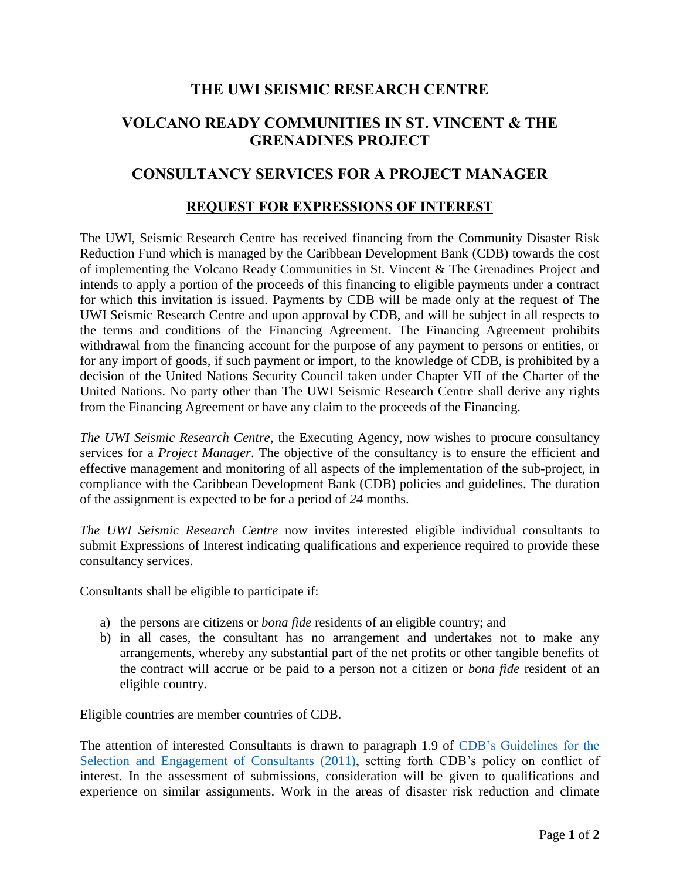# THE UWI SEISMIC RESEARCH CENTRE

## VOLCANO READY COMMUNITIES IN ST. VINCENT & THE GRENADINES PROJECT

## CONSULTANCY SERVICES FOR A PROJECT MANAGER

### REQUEST FOR EXPRESSIONS OF INTEREST

The UWI, Seismic Research Centre has received financing from the Community Disaster Risk Reduction Fund which is managed by the Caribbean Development Bank (CDB) towards the cost of implementing the Volcano Ready Communities in St. Vincent & The Grenadines Project and intends to apply a portion of the proceeds of this financing to eligible payments under a contract for which this invitation is issued. Payments by CDB will be made only at the request of The UWI Seismic Research Centre and upon approval by CDB, and will be subject in all respects to the terms and conditions of the Financing Agreement. The Financing Agreement prohibits withdrawal from the financing account for the purpose of any payment to persons or entities, or for any import of goods, if such payment or import, to the knowledge of CDB, is prohibited by a decision of the United Nations Security Council taken under Chapter VII of the Charter of the United Nations. No party other than The UWI Seismic Research Centre shall derive any rights from the Financing Agreement or have any claim to the proceeds of the Financing.

*The UWI Seismic Research Centre*, the Executing Agency, now wishes to procure consultancy services for a *Project Manager*. The objective of the consultancy is to ensure the efficient and effective management and monitoring of all aspects of the implementation of the sub-project, in compliance with the Caribbean Development Bank (CDB) policies and guidelines. The duration of the assignment is expected to be for a period of *24* months.

*The UWI Seismic Research Centre* now invites interested eligible individual consultants to submit Expressions of Interest indicating qualifications and experience required to provide these consultancy services.

Consultants shall be eligible to participate if:

a) the persons are citizens or *bona fide* residents of an eligible country; and
b) in all cases, the consultant has no arrangement and undertakes not to make any arrangements, whereby any substantial part of the net profits or other tangible benefits of the contract will accrue or be paid to a person not a citizen or *bona fide* resident of an eligible country.

Eligible countries are member countries of CDB.

The attention of interested Consultants is drawn to paragraph 1.9 of [CDB's Guidelines for the Selection and Engagement of Consultants (2011)](), setting forth CDB's policy on conflict of interest. In the assessment of submissions, consideration will be given to qualifications and experience on similar assignments. Work in the areas of disaster risk reduction and climate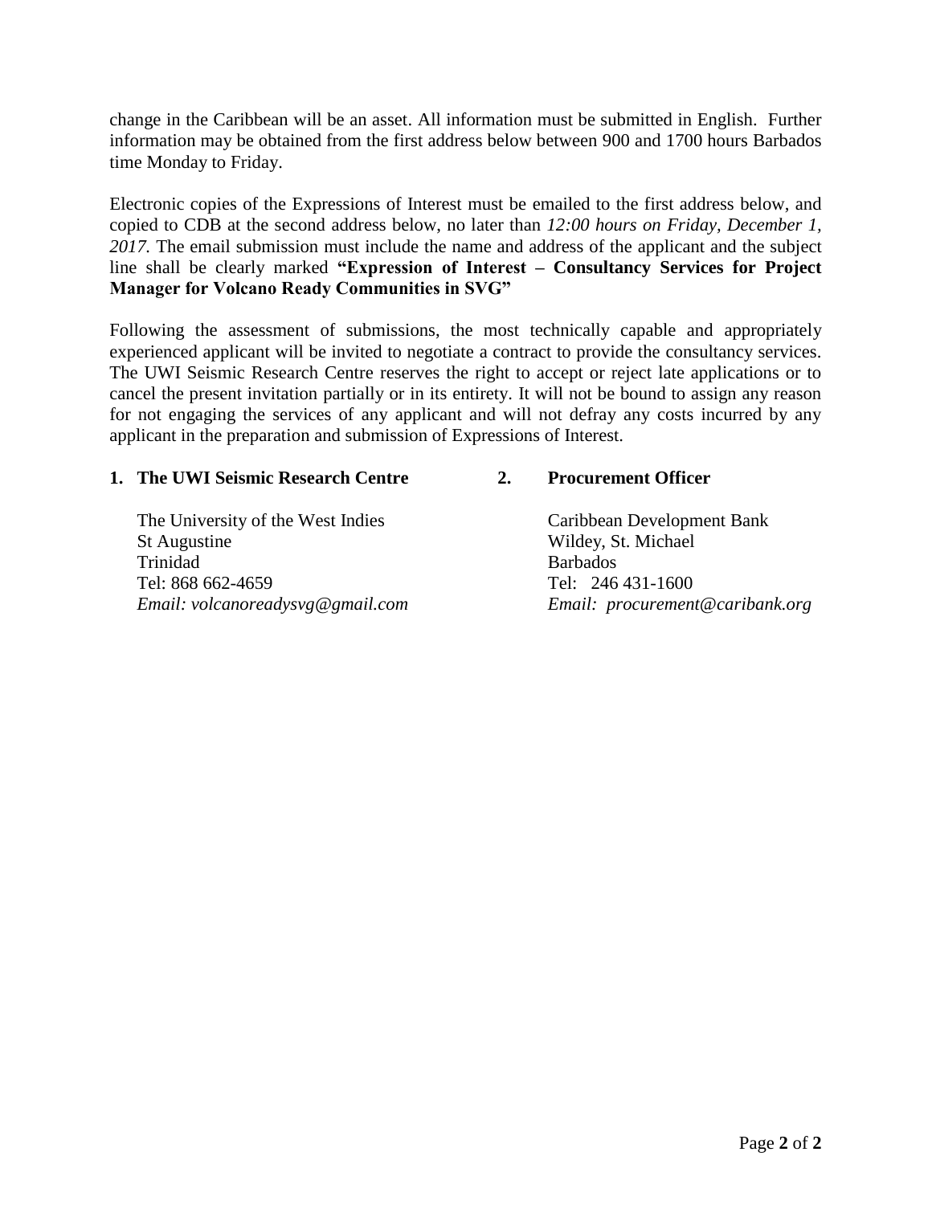change in the Caribbean will be an asset. All information must be submitted in English. Further information may be obtained from the first address below between 900 and 1700 hours Barbados time Monday to Friday.

Electronic copies of the Expressions of Interest must be emailed to the first address below, and copied to CDB at the second address below, no later than *12:00 hours on Friday, December 1, 2017.* The email submission must include the name and address of the applicant and the subject line shall be clearly marked **"Expression of Interest – Consultancy Services for Project Manager for Volcano Ready Communities in SVG"**

Following the assessment of submissions, the most technically capable and appropriately experienced applicant will be invited to negotiate a contract to provide the consultancy services. The UWI Seismic Research Centre reserves the right to accept or reject late applications or to cancel the present invitation partially or in its entirety. It will not be bound to assign any reason for not engaging the services of any applicant and will not defray any costs incurred by any applicant in the preparation and submission of Expressions of Interest.

**1. The UWI Seismic Research Centre**

The University of the West Indies
St Augustine
Trinidad
Tel: 868 662-4659
*Email: volcanoreadysvg@gmail.com*

**2. Procurement Officer**

Caribbean Development Bank
Wildey, St. Michael
Barbados
Tel: 246 431-1600
*Email: procurement@caribank.org*